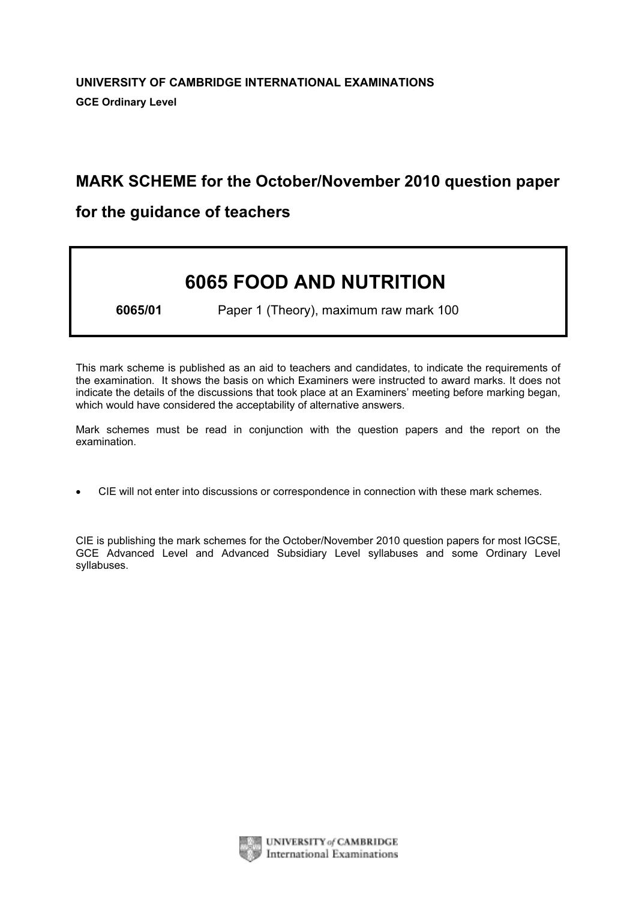**UNIVERSITY OF CAMBRIDGE INTERNATIONAL EXAMINATIONS**

**GCE Ordinary Level**

## MARK SCHEME for the October/November 2010 question paper for the guidance of teachers

# 6065 FOOD AND NUTRITION

**6065/01** Paper 1 (Theory), maximum raw mark 100

This mark scheme is published as an aid to teachers and candidates, to indicate the requirements of the examination. It shows the basis on which Examiners were instructed to award marks. It does not indicate the details of the discussions that took place at an Examiners' meeting before marking began, which would have considered the acceptability of alternative answers.

Mark schemes must be read in conjunction with the question papers and the report on the examination.

- CIE will not enter into discussions or correspondence in connection with these mark schemes.

CIE is publishing the mark schemes for the October/November 2010 question papers for most IGCSE, GCE Advanced Level and Advanced Subsidiary Level syllabuses and some Ordinary Level syllabuses.

UNIVERSITY of CAMBRIDGE International Examinations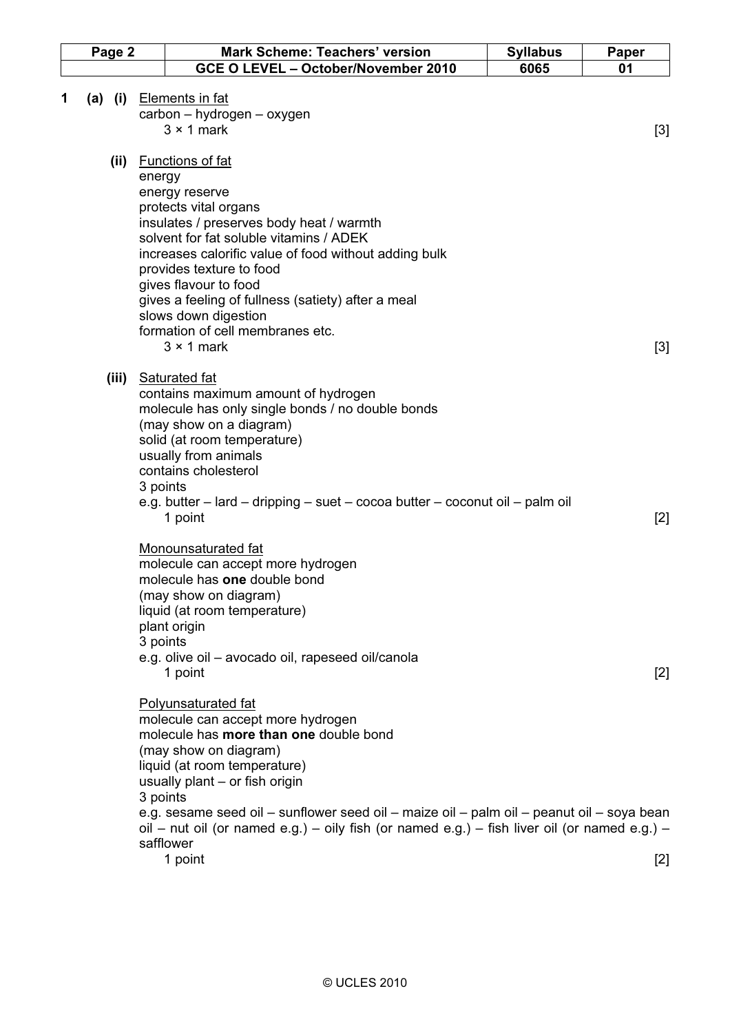**1 (a) (i)** <u>Elements in fat</u>

carbon – hydrogen – oxygen

3 × 1 mark [3]

**(ii)** <u>Functions of fat</u>

energy
energy reserve
protects vital organs
insulates / preserves body heat / warmth
solvent for fat soluble vitamins / ADEK
increases calorific value of food without adding bulk
provides texture to food
gives flavour to food
gives a feeling of fullness (satiety) after a meal
slows down digestion
formation of cell membranes etc.

3 × 1 mark [3]

**(iii)** <u>Saturated fat</u>

contains maximum amount of hydrogen
molecule has only single bonds / no double bonds
(may show on a diagram)
solid (at room temperature)
usually from animals
contains cholesterol
3 points
e.g. butter – lard – dripping – suet – cocoa butter – coconut oil – palm oil
1 point [2]

<u>Monounsaturated fat</u>

molecule can accept more hydrogen
molecule has **one** double bond
(may show on diagram)
liquid (at room temperature)
plant origin
3 points
e.g. olive oil – avocado oil, rapeseed oil/canola
1 point [2]

<u>Polyunsaturated fat</u>

molecule can accept more hydrogen
molecule has **more than one** double bond
(may show on diagram)
liquid (at room temperature)
usually plant – or fish origin
3 points
e.g. sesame seed oil – sunflower seed oil – maize oil – palm oil – peanut oil – soya bean oil – nut oil (or named e.g.) – oily fish (or named e.g.) – fish liver oil (or named e.g.) – safflower
1 point [2]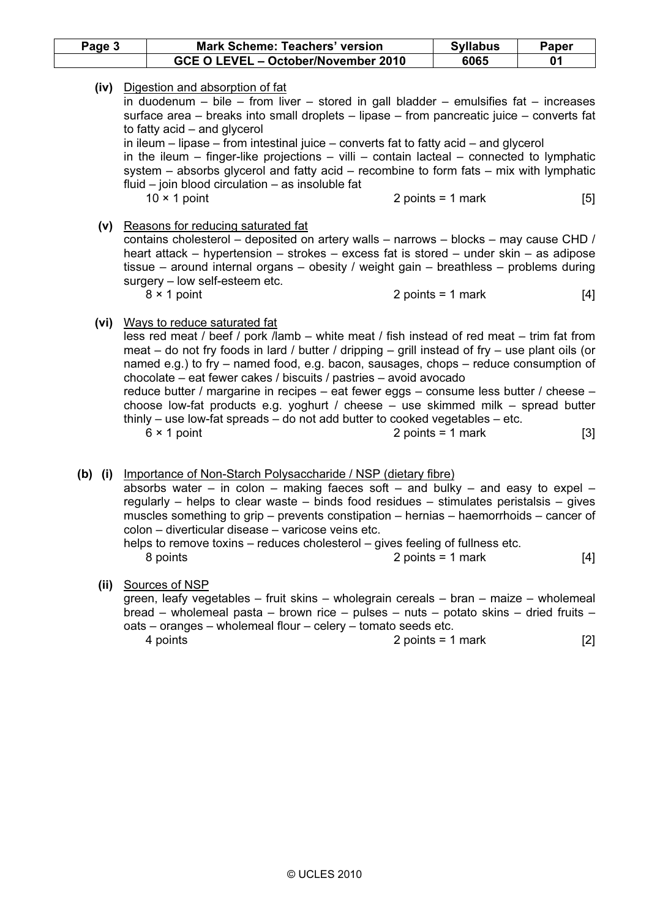**(iv)** Digestion and absorption of fat

in duodenum – bile – from liver – stored in gall bladder – emulsifies fat – increases surface area – breaks into small droplets – lipase – from pancreatic juice – converts fat to fatty acid – and glycerol

in ileum – lipase – from intestinal juice – converts fat to fatty acid – and glycerol

in the ileum – finger-like projections – villi – contain lacteal – connected to lymphatic system – absorbs glycerol and fatty acid – recombine to form fats – mix with lymphatic fluid – join blood circulation – as insoluble fat

10 × 1 point    2 points = 1 mark    [5]

**(v)** Reasons for reducing saturated fat

contains cholesterol – deposited on artery walls – narrows – blocks – may cause CHD / heart attack – hypertension – strokes – excess fat is stored – under skin – as adipose tissue – around internal organs – obesity / weight gain – breathless – problems during surgery – low self-esteem etc.

8 × 1 point    2 points = 1 mark    [4]

**(vi)** Ways to reduce saturated fat

less red meat / beef / pork /lamb – white meat / fish instead of red meat – trim fat from meat – do not fry foods in lard / butter / dripping – grill instead of fry – use plant oils (or named e.g.) to fry – named food, e.g. bacon, sausages, chops – reduce consumption of chocolate – eat fewer cakes / biscuits / pastries – avoid avocado

reduce butter / margarine in recipes – eat fewer eggs – consume less butter / cheese – choose low-fat products e.g. yoghurt / cheese – use skimmed milk – spread butter thinly – use low-fat spreads – do not add butter to cooked vegetables – etc.

6 × 1 point    2 points = 1 mark    [3]

**(b) (i)** Importance of Non-Starch Polysaccharide / NSP (dietary fibre)

absorbs water – in colon – making faeces soft – and bulky – and easy to expel – regularly – helps to clear waste – binds food residues – stimulates peristalsis – gives muscles something to grip – prevents constipation – hernias – haemorrhoids – cancer of colon – diverticular disease – varicose veins etc.

helps to remove toxins – reduces cholesterol – gives feeling of fullness etc.

8 points    2 points = 1 mark    [4]

**(ii)** Sources of NSP

green, leafy vegetables – fruit skins – wholegrain cereals – bran – maize – wholemeal bread – wholemeal pasta – brown rice – pulses – nuts – potato skins – dried fruits – oats – oranges – wholemeal flour – celery – tomato seeds etc.

4 points    2 points = 1 mark    [2]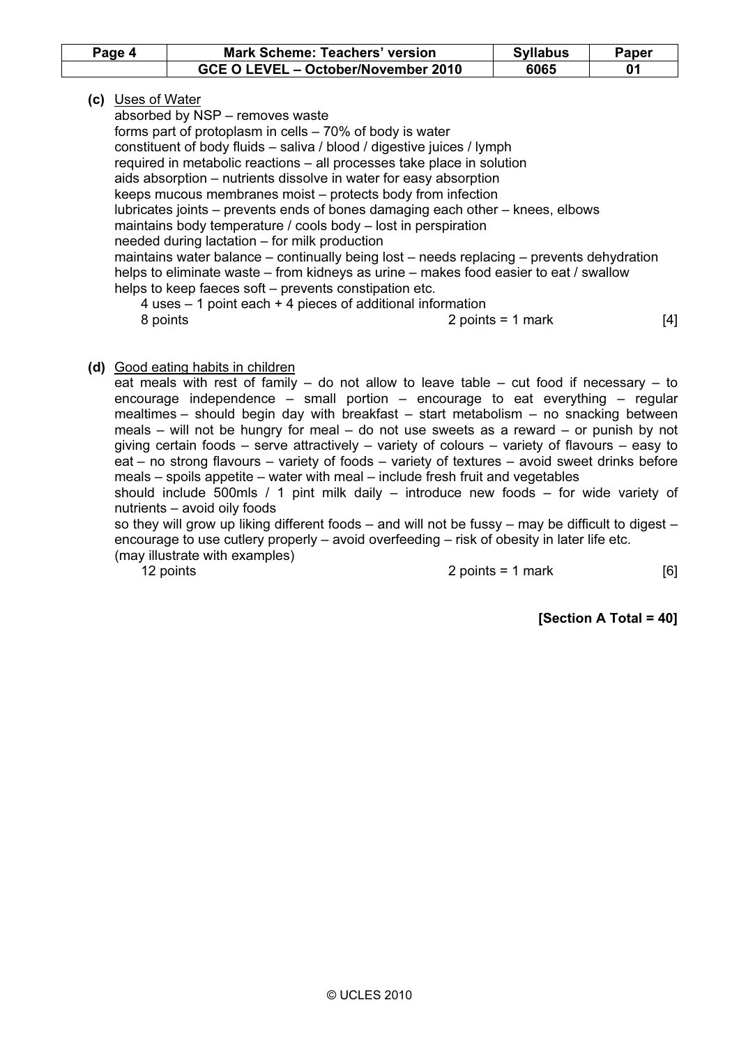**(c)** Uses of Water

absorbed by NSP – removes waste
forms part of protoplasm in cells – 70% of body is water
constituent of body fluids – saliva / blood / digestive juices / lymph
required in metabolic reactions – all processes take place in solution
aids absorption – nutrients dissolve in water for easy absorption
keeps mucous membranes moist – protects body from infection
lubricates joints – prevents ends of bones damaging each other – knees, elbows
maintains body temperature / cools body – lost in perspiration
needed during lactation – for milk production
maintains water balance – continually being lost – needs replacing – prevents dehydration
helps to eliminate waste – from kidneys as urine – makes food easier to eat / swallow
helps to keep faeces soft – prevents constipation etc.

4 uses – 1 point each + 4 pieces of additional information
8 points    2 points = 1 mark    [4]

**(d)** Good eating habits in children

eat meals with rest of family – do not allow to leave table – cut food if necessary – to encourage independence – small portion – encourage to eat everything – regular mealtimes – should begin day with breakfast – start metabolism – no snacking between meals – will not be hungry for meal – do not use sweets as a reward – or punish by not giving certain foods – serve attractively – variety of colours – variety of flavours – easy to eat – no strong flavours – variety of foods – variety of textures – avoid sweet drinks before meals – spoils appetite – water with meal – include fresh fruit and vegetables
should include 500mls / 1 pint milk daily – introduce new foods – for wide variety of nutrients – avoid oily foods
so they will grow up liking different foods – and will not be fussy – may be difficult to digest – encourage to use cutlery properly – avoid overfeeding – risk of obesity in later life etc.
(may illustrate with examples)

12 points    2 points = 1 mark    [6]

**[Section A Total = 40]**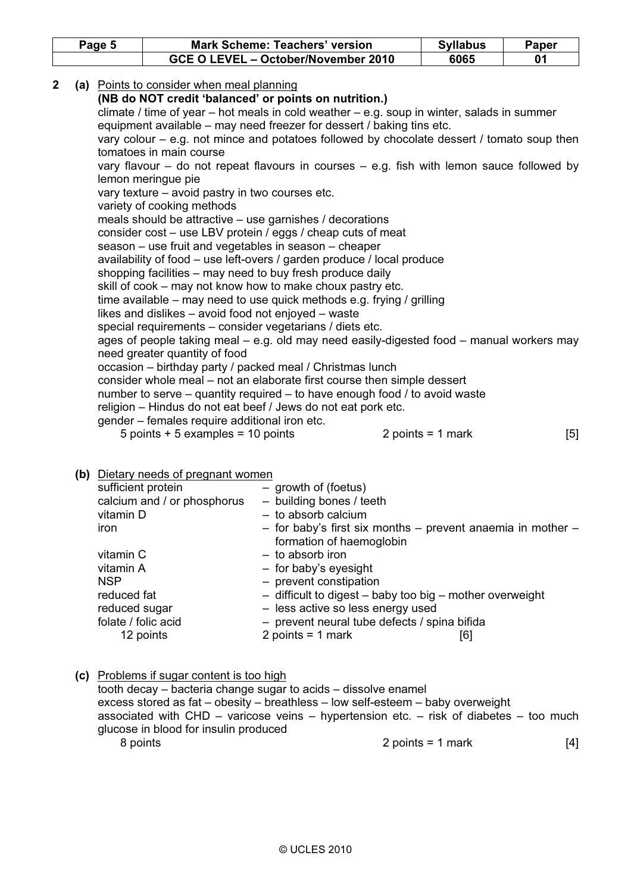**2 (a)** <u>Points to consider when meal planning</u>

**(NB do NOT credit 'balanced' or points on nutrition.)**

climate / time of year – hot meals in cold weather – e.g. soup in winter, salads in summer
equipment available – may need freezer for dessert / baking tins etc.
vary colour – e.g. not mince and potatoes followed by chocolate dessert / tomato soup then tomatoes in main course
vary flavour – do not repeat flavours in courses – e.g. fish with lemon sauce followed by lemon meringue pie
vary texture – avoid pastry in two courses etc.
variety of cooking methods
meals should be attractive – use garnishes / decorations
consider cost – use LBV protein / eggs / cheap cuts of meat
season – use fruit and vegetables in season – cheaper
availability of food – use left-overs / garden produce / local produce
shopping facilities – may need to buy fresh produce daily
skill of cook – may not know how to make choux pastry etc.
time available – may need to use quick methods e.g. frying / grilling
likes and dislikes – avoid food not enjoyed – waste
special requirements – consider vegetarians / diets etc.
ages of people taking meal – e.g. old may need easily-digested food – manual workers may need greater quantity of food
occasion – birthday party / packed meal / Christmas lunch
consider whole meal – not an elaborate first course then simple dessert
number to serve – quantity required – to have enough food / to avoid waste
religion – Hindus do not eat beef / Jews do not eat pork etc.
gender – females require additional iron etc.

5 points + 5 examples = 10 points 2 points = 1 mark [5]

**(b)** <u>Dietary needs of pregnant women</u>

| | |
|---|---|
| sufficient protein | – growth of (foetus) |
| calcium and / or phosphorus | – building bones / teeth |
| vitamin D | – to absorb calcium |
| iron | – for baby's first six months – prevent anaemia in mother – formation of haemoglobin |
| vitamin C | – to absorb iron |
| vitamin A | – for baby's eyesight |
| NSP | – prevent constipation |
| reduced fat | – difficult to digest – baby too big – mother overweight |
| reduced sugar | – less active so less energy used |
| folate / folic acid | – prevent neural tube defects / spina bifida |
| 12 points | 2 points = 1 mark [6] |

**(c)** <u>Problems if sugar content is too high</u>

tooth decay – bacteria change sugar to acids – dissolve enamel
excess stored as fat – obesity – breathless – low self-esteem – baby overweight
associated with CHD – varicose veins – hypertension etc. – risk of diabetes – too much glucose in blood for insulin produced

8 points 2 points = 1 mark [4]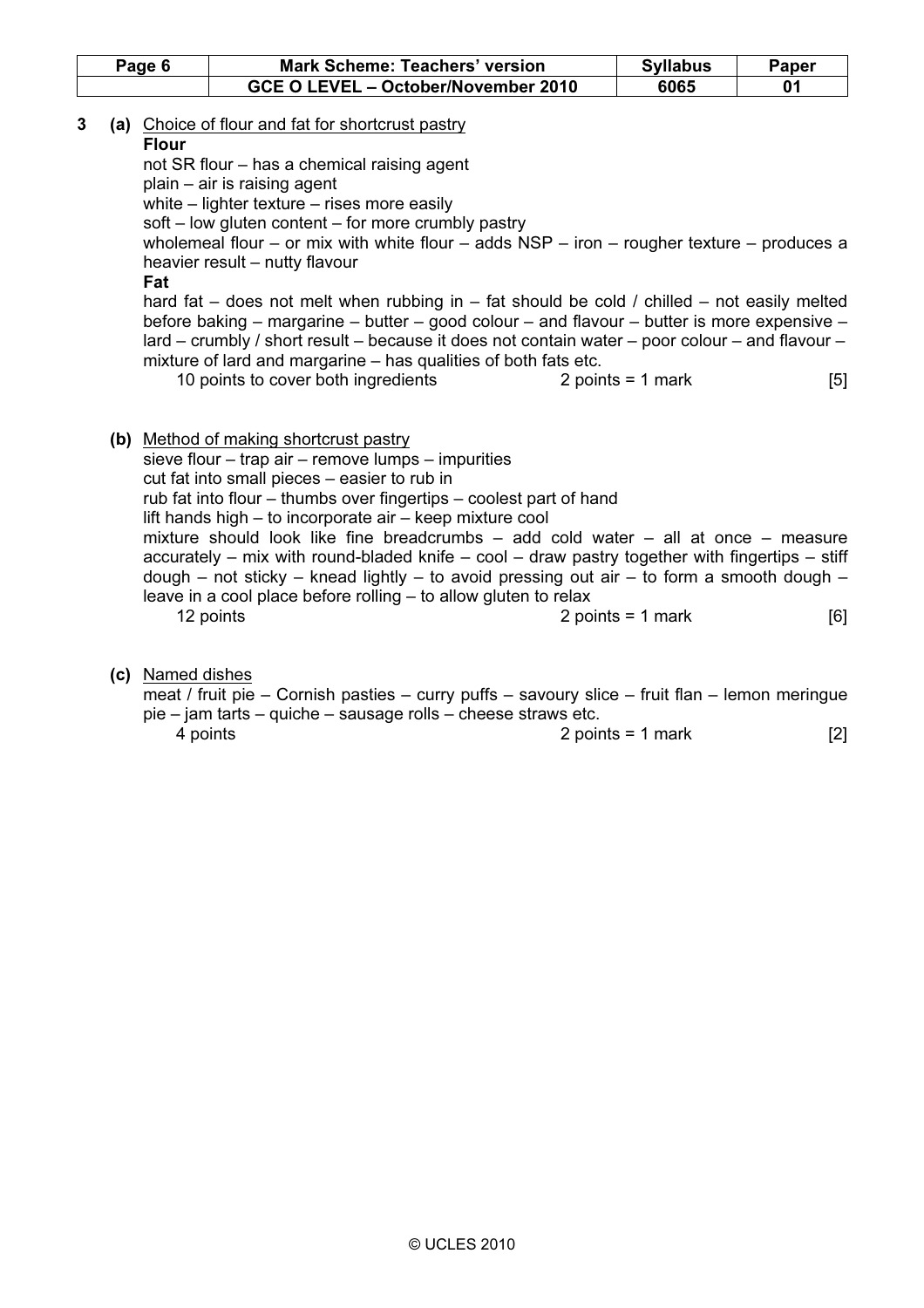**3 (a)** Choice of flour and fat for shortcrust pastry

**Flour**

not SR flour – has a chemical raising agent
plain – air is raising agent
white – lighter texture – rises more easily
soft – low gluten content – for more crumbly pastry
wholemeal flour – or mix with white flour – adds NSP – iron – rougher texture – produces a heavier result – nutty flavour

**Fat**

hard fat – does not melt when rubbing in – fat should be cold / chilled – not easily melted before baking – margarine – butter – good colour – and flavour – butter is more expensive – lard – crumbly / short result – because it does not contain water – poor colour – and flavour – mixture of lard and margarine – has qualities of both fats etc.

10 points to cover both ingredients  2 points = 1 mark  [5]

**(b)** Method of making shortcrust pastry

sieve flour – trap air – remove lumps – impurities
cut fat into small pieces – easier to rub in
rub fat into flour – thumbs over fingertips – coolest part of hand
lift hands high – to incorporate air – keep mixture cool
mixture should look like fine breadcrumbs – add cold water – all at once – measure accurately – mix with round-bladed knife – cool – draw pastry together with fingertips – stiff dough – not sticky – knead lightly – to avoid pressing out air – to form a smooth dough – leave in a cool place before rolling – to allow gluten to relax

12 points  2 points = 1 mark  [6]

**(c)** Named dishes

meat / fruit pie – Cornish pasties – curry puffs – savoury slice – fruit flan – lemon meringue pie – jam tarts – quiche – sausage rolls – cheese straws etc.

4 points  2 points = 1 mark  [2]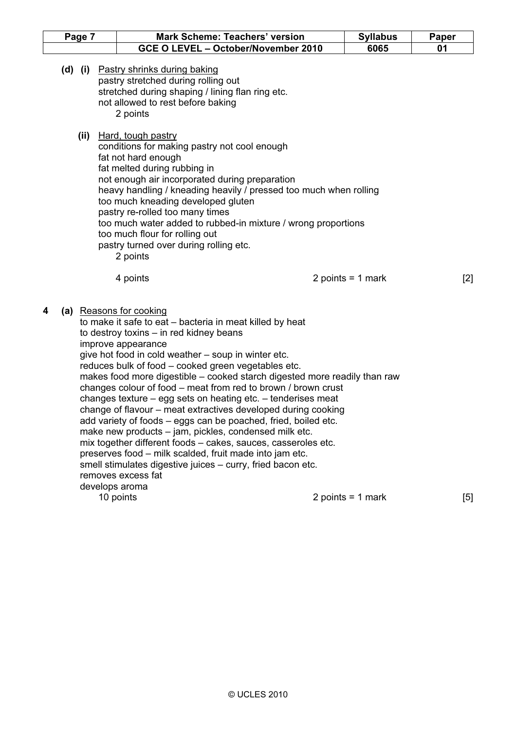**(d) (i)** Pastry shrinks during baking
pastry stretched during rolling out
stretched during shaping / lining flan ring etc.
not allowed to rest before baking
2 points

**(ii)** Hard, tough pastry
conditions for making pastry not cool enough
fat not hard enough
fat melted during rubbing in
not enough air incorporated during preparation
heavy handling / kneading heavily / pressed too much when rolling
too much kneading developed gluten
pastry re-rolled too many times
too much water added to rubbed-in mixture / wrong proportions
too much flour for rolling out
pastry turned over during rolling etc.
2 points

4 points 2 points = 1 mark [2]

**4 (a)** Reasons for cooking
to make it safe to eat – bacteria in meat killed by heat
to destroy toxins – in red kidney beans
improve appearance
give hot food in cold weather – soup in winter etc.
reduces bulk of food – cooked green vegetables etc.
makes food more digestible – cooked starch digested more readily than raw
changes colour of food – meat from red to brown / brown crust
changes texture – egg sets on heating etc. – tenderises meat
change of flavour – meat extractives developed during cooking
add variety of foods – eggs can be poached, fried, boiled etc.
make new products – jam, pickles, condensed milk etc.
mix together different foods – cakes, sauces, casseroles etc.
preserves food – milk scalded, fruit made into jam etc.
smell stimulates digestive juices – curry, fried bacon etc.
removes excess fat
develops aroma
10 points 2 points = 1 mark [5]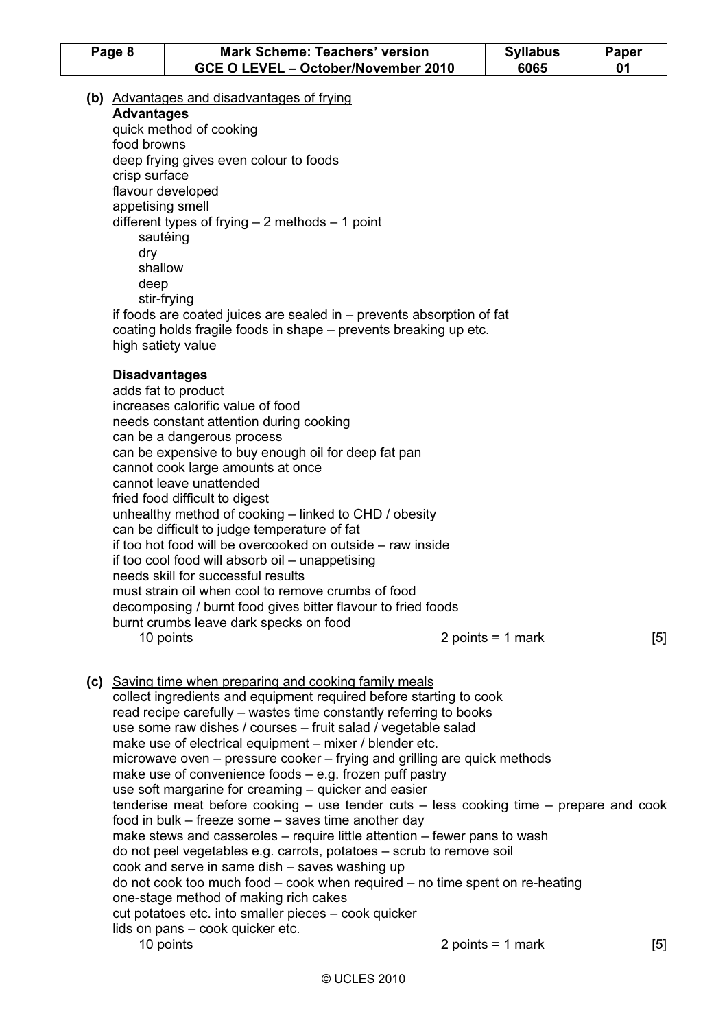**(b)** Advantages and disadvantages of frying

**Advantages**

quick method of cooking
food browns
deep frying gives even colour to foods
crisp surface
flavour developed
appetising smell
different types of frying – 2 methods – 1 point
- sautéing
- dry
- shallow
- deep
- stir-frying

if foods are coated juices are sealed in – prevents absorption of fat
coating holds fragile foods in shape – prevents breaking up etc.
high satiety value

**Disadvantages**

adds fat to product
increases calorific value of food
needs constant attention during cooking
can be a dangerous process
can be expensive to buy enough oil for deep fat pan
cannot cook large amounts at once
cannot leave unattended
fried food difficult to digest
unhealthy method of cooking – linked to CHD / obesity
can be difficult to judge temperature of fat
if too hot food will be overcooked on outside – raw inside
if too cool food will absorb oil – unappetising
needs skill for successful results
must strain oil when cool to remove crumbs of food
decomposing / burnt food gives bitter flavour to fried foods
burnt crumbs leave dark specks on food

10 points 2 points = 1 mark [5]

**(c)** Saving time when preparing and cooking family meals

collect ingredients and equipment required before starting to cook
read recipe carefully – wastes time constantly referring to books
use some raw dishes / courses – fruit salad / vegetable salad
make use of electrical equipment – mixer / blender etc.
microwave oven – pressure cooker – frying and grilling are quick methods
make use of convenience foods – e.g. frozen puff pastry
use soft margarine for creaming – quicker and easier
tenderise meat before cooking – use tender cuts – less cooking time – prepare and cook food in bulk – freeze some – saves time another day
make stews and casseroles – require little attention – fewer pans to wash
do not peel vegetables e.g. carrots, potatoes – scrub to remove soil
cook and serve in same dish – saves washing up
do not cook too much food – cook when required – no time spent on re-heating
one-stage method of making rich cakes
cut potatoes etc. into smaller pieces – cook quicker
lids on pans – cook quicker etc.

10 points 2 points = 1 mark [5]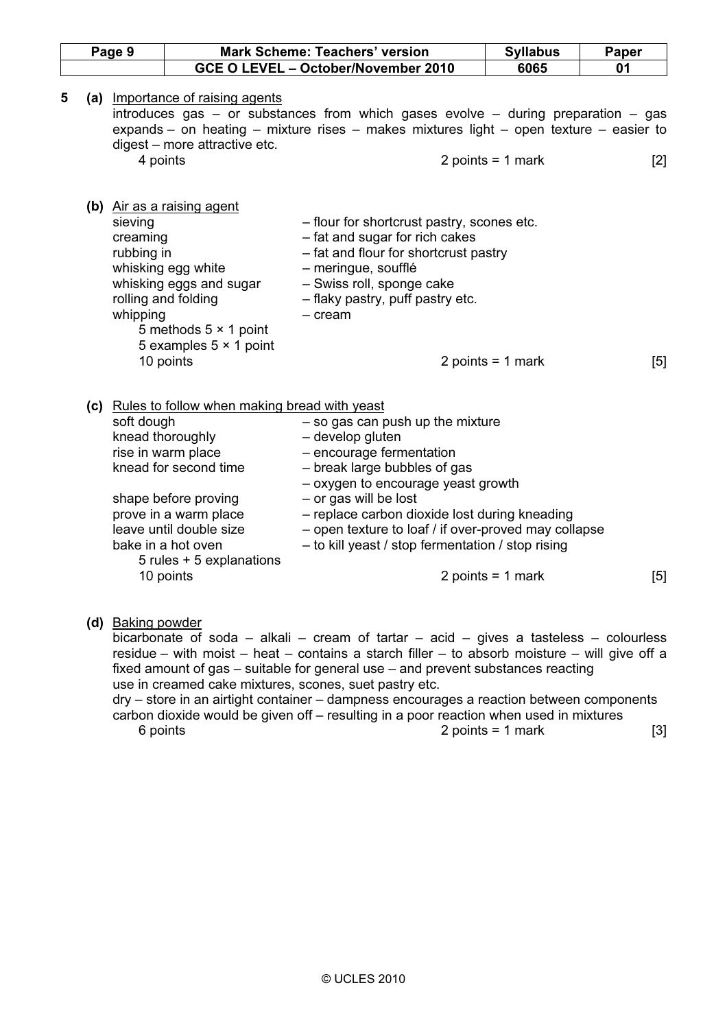**5 (a)** <u>Importance of raising agents</u>

introduces gas – or substances from which gases evolve – during preparation – gas expands – on heating – mixture rises – makes mixtures light – open texture – easier to digest – more attractive etc.

4 points — 2 points = 1 mark **[2]**

**(b)** <u>Air as a raising agent</u>

| Method | Example |
|---|---|
| sieving | – flour for shortcrust pastry, scones etc. |
| creaming | – fat and sugar for rich cakes |
| rubbing in | – fat and flour for shortcrust pastry |
| whisking egg white | – meringue, soufflé |
| whisking eggs and sugar | – Swiss roll, sponge cake |
| rolling and folding | – flaky pastry, puff pastry etc. |
| whipping | – cream |

5 methods 5 × 1 point
5 examples 5 × 1 point
10 points — 2 points = 1 mark **[5]**

**(c)** <u>Rules to follow when making bread with yeast</u>

| Rule | Explanation |
|---|---|
| soft dough | – so gas can push up the mixture |
| knead thoroughly | – develop gluten |
| rise in warm place | – encourage fermentation |
| knead for second time | – break large bubbles of gas<br>– oxygen to encourage yeast growth |
| shape before proving | – or gas will be lost |
| prove in a warm place | – replace carbon dioxide lost during kneading |
| leave until double size | – open texture to loaf / if over-proved may collapse |
| bake in a hot oven | – to kill yeast / stop fermentation / stop rising |

5 rules + 5 explanations
10 points — 2 points = 1 mark **[5]**

**(d)** <u>Baking powder</u>

bicarbonate of soda – alkali – cream of tartar – acid – gives a tasteless – colourless residue – with moist – heat – contains a starch filler – to absorb moisture – will give off a fixed amount of gas – suitable for general use – and prevent substances reacting
use in creamed cake mixtures, scones, suet pastry etc.
dry – store in an airtight container – dampness encourages a reaction between components carbon dioxide would be given off – resulting in a poor reaction when used in mixtures

6 points — 2 points = 1 mark **[3]**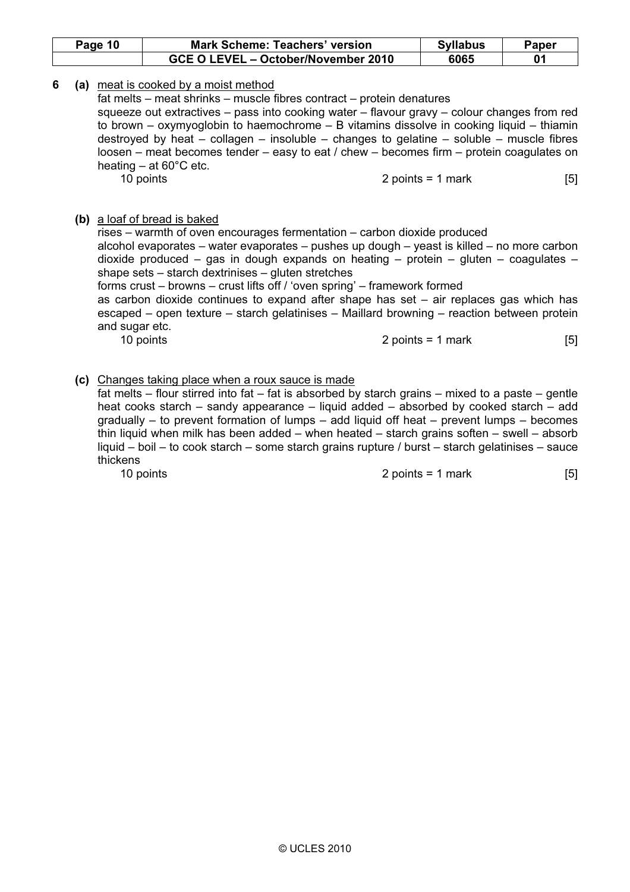**6 (a)** <u>meat is cooked by a moist method</u>

fat melts – meat shrinks – muscle fibres contract – protein denatures
squeeze out extractives – pass into cooking water – flavour gravy – colour changes from red to brown – oxymyoglobin to haemochrome – B vitamins dissolve in cooking liquid – thiamin destroyed by heat – collagen – insoluble – changes to gelatine – soluble – muscle fibres loosen – meat becomes tender – easy to eat / chew – becomes firm – protein coagulates on heating – at 60°C etc.

10 points 2 points = 1 mark [5]

**(b)** <u>a loaf of bread is baked</u>

rises – warmth of oven encourages fermentation – carbon dioxide produced
alcohol evaporates – water evaporates – pushes up dough – yeast is killed – no more carbon dioxide produced – gas in dough expands on heating – protein – gluten – coagulates – shape sets – starch dextrinises – gluten stretches
forms crust – browns – crust lifts off / 'oven spring' – framework formed
as carbon dioxide continues to expand after shape has set – air replaces gas which has escaped – open texture – starch gelatinises – Maillard browning – reaction between protein and sugar etc.

10 points 2 points = 1 mark [5]

**(c)** <u>Changes taking place when a roux sauce is made</u>

fat melts – flour stirred into fat – fat is absorbed by starch grains – mixed to a paste – gentle heat cooks starch – sandy appearance – liquid added – absorbed by cooked starch – add gradually – to prevent formation of lumps – add liquid off heat – prevent lumps – becomes thin liquid when milk has been added – when heated – starch grains soften – swell – absorb liquid – boil – to cook starch – some starch grains rupture / burst – starch gelatinises – sauce thickens

10 points 2 points = 1 mark [5]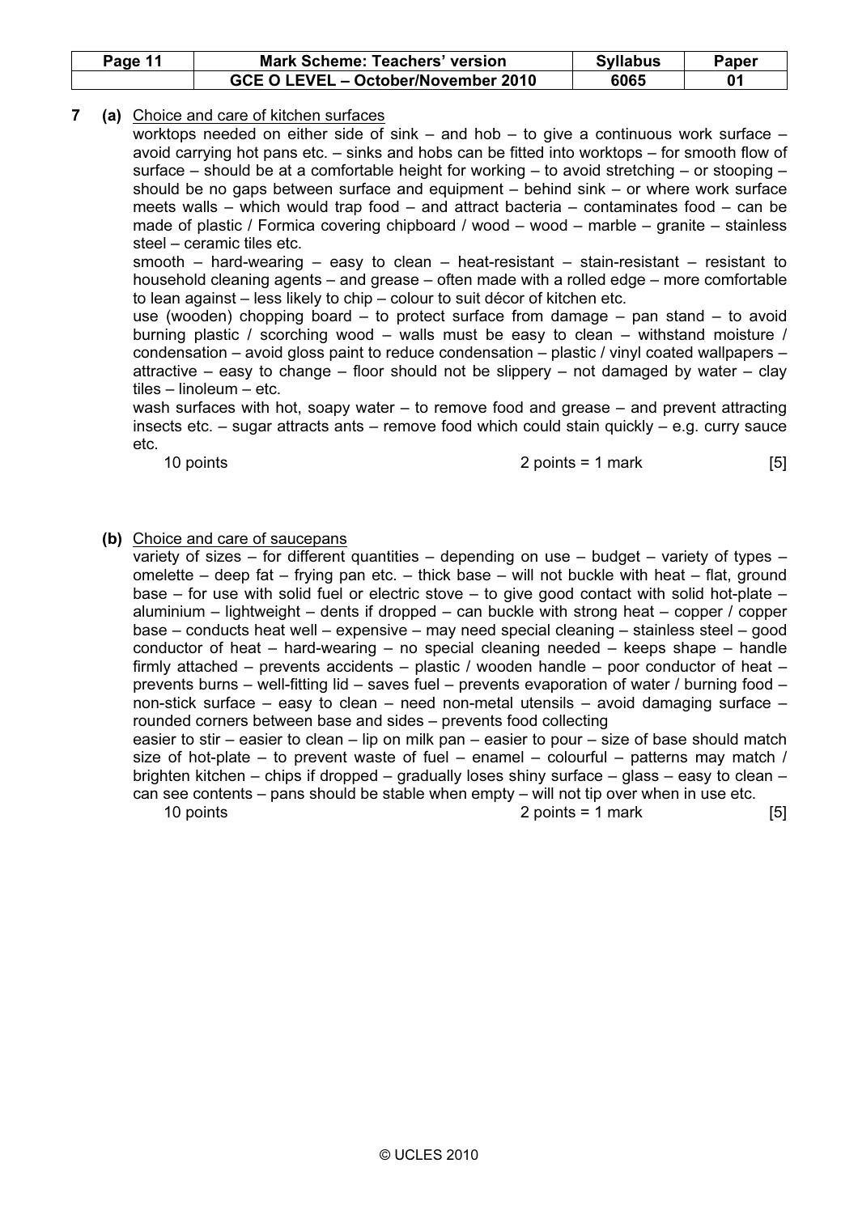**7 (a)** <u>Choice and care of kitchen surfaces</u>

worktops needed on either side of sink – and hob – to give a continuous work surface – avoid carrying hot pans etc. – sinks and hobs can be fitted into worktops – for smooth flow of surface – should be at a comfortable height for working – to avoid stretching – or stooping – should be no gaps between surface and equipment – behind sink – or where work surface meets walls – which would trap food – and attract bacteria – contaminates food – can be made of plastic / Formica covering chipboard / wood – wood – marble – granite – stainless steel – ceramic tiles etc.

smooth – hard-wearing – easy to clean – heat-resistant – stain-resistant – resistant to household cleaning agents – and grease – often made with a rolled edge – more comfortable to lean against – less likely to chip – colour to suit décor of kitchen etc.

use (wooden) chopping board – to protect surface from damage – pan stand – to avoid burning plastic / scorching wood – walls must be easy to clean – withstand moisture / condensation – avoid gloss paint to reduce condensation – plastic / vinyl coated wallpapers – attractive – easy to change – floor should not be slippery – not damaged by water – clay tiles – linoleum – etc.

wash surfaces with hot, soapy water – to remove food and grease – and prevent attracting insects etc. – sugar attracts ants – remove food which could stain quickly – e.g. curry sauce etc.

10 points　　2 points = 1 mark　　[5]

**(b)** <u>Choice and care of saucepans</u>

variety of sizes – for different quantities – depending on use – budget – variety of types – omelette – deep fat – frying pan etc. – thick base – will not buckle with heat – flat, ground base – for use with solid fuel or electric stove – to give good contact with solid hot-plate – aluminium – lightweight – dents if dropped – can buckle with strong heat – copper / copper base – conducts heat well – expensive – may need special cleaning – stainless steel – good conductor of heat – hard-wearing – no special cleaning needed – keeps shape – handle firmly attached – prevents accidents – plastic / wooden handle – poor conductor of heat – prevents burns – well-fitting lid – saves fuel – prevents evaporation of water / burning food – non-stick surface – easy to clean – need non-metal utensils – avoid damaging surface – rounded corners between base and sides – prevents food collecting

easier to stir – easier to clean – lip on milk pan – easier to pour – size of base should match size of hot-plate – to prevent waste of fuel – enamel – colourful – patterns may match / brighten kitchen – chips if dropped – gradually loses shiny surface – glass – easy to clean – can see contents – pans should be stable when empty – will not tip over when in use etc.

10 points　　2 points = 1 mark　　[5]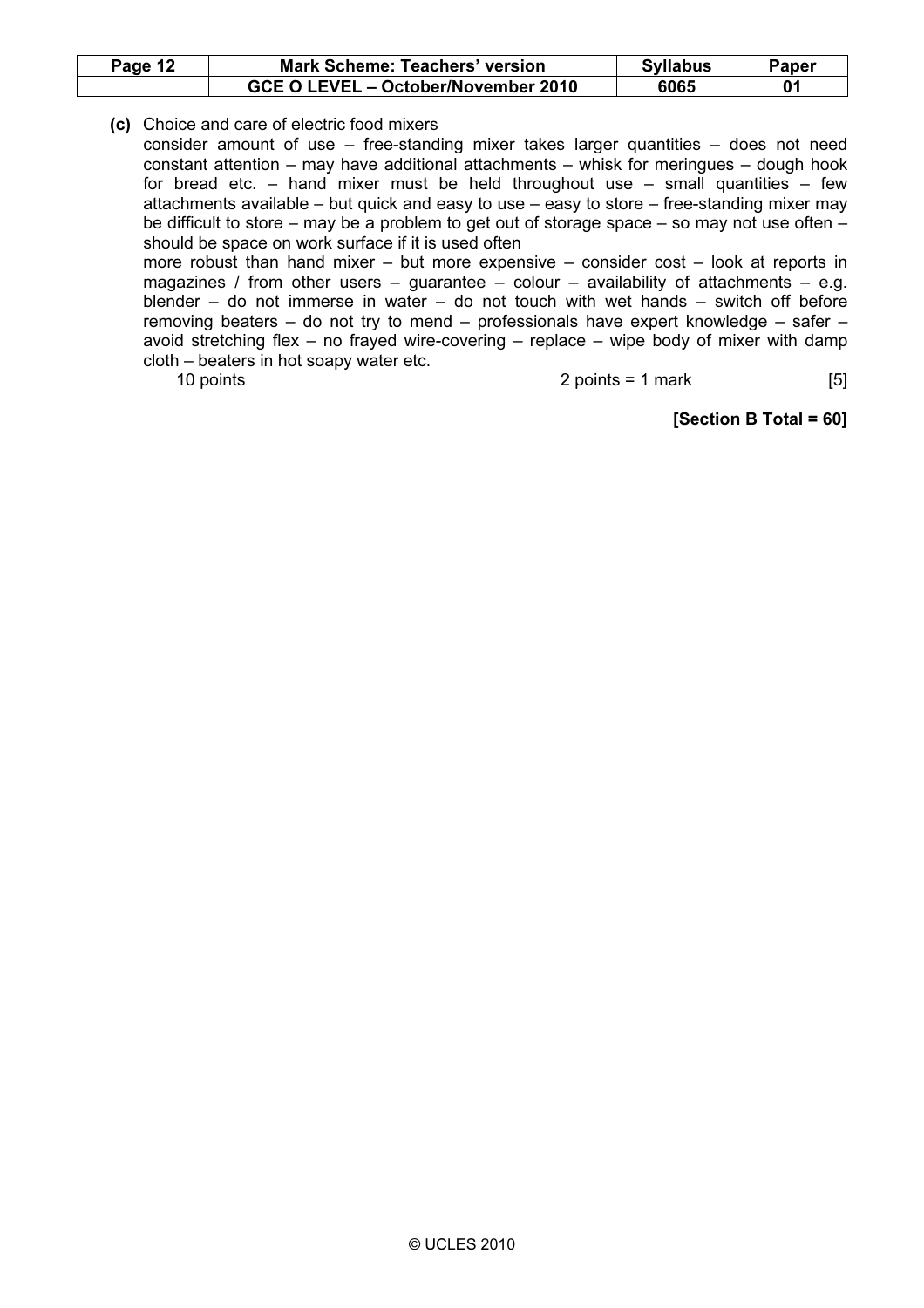**(c)** <u>Choice and care of electric food mixers</u>

consider amount of use – free-standing mixer takes larger quantities – does not need constant attention – may have additional attachments – whisk for meringues – dough hook for bread etc. – hand mixer must be held throughout use – small quantities – few attachments available – but quick and easy to use – easy to store – free-standing mixer may be difficult to store – may be a problem to get out of storage space – so may not use often – should be space on work surface if it is used often

more robust than hand mixer – but more expensive – consider cost – look at reports in magazines / from other users – guarantee – colour – availability of attachments – e.g. blender – do not immerse in water – do not touch with wet hands – switch off before removing beaters – do not try to mend – professionals have expert knowledge – safer – avoid stretching flex – no frayed wire-covering – replace – wipe body of mixer with damp cloth – beaters in hot soapy water etc.

10 points 2 points = 1 mark [5]

**[Section B Total = 60]**